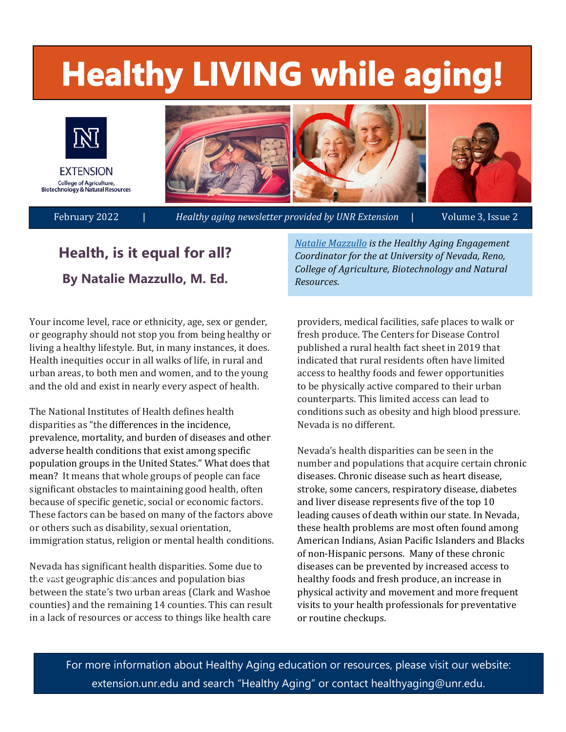# Healthy LIVING while aging!

EXTENSION
College of Agriculture, Biotechnology & Natural Resources

February 2022 | *Healthy aging newsletter provided by UNR Extension* | Volume 3, Issue 2

## Health, is it equal for all?

### By Natalie Mazzullo, M. Ed.

*Natalie Mazzullo is the Healthy Aging Engagement Coordinator for the at University of Nevada, Reno, College of Agriculture, Biotechnology and Natural Resources.*

Your income level, race or ethnicity, age, sex or gender, or geography should not stop you from being healthy or living a healthy lifestyle. But, in many instances, it does. Health inequities occur in all walks of life, in rural and urban areas, to both men and women, and to the young and the old and exist in nearly every aspect of health.

The National Institutes of Health defines health disparities as "the differences in the incidence, prevalence, mortality, and burden of diseases and other adverse health conditions that exist among specific population groups in the United States." What does that mean? It means that whole groups of people can face significant obstacles to maintaining good health, often because of specific genetic, social or economic factors. These factors can be based on many of the factors above or others such as disability, sexual orientation, immigration status, religion or mental health conditions.

Nevada has significant health disparities. Some due to the vast geographic distances and population bias between the state's two urban areas (Clark and Washoe counties) and the remaining 14 counties. This can result in a lack of resources or access to things like health care providers, medical facilities, safe places to walk or fresh produce. The Centers for Disease Control published a rural health fact sheet in 2019 that indicated that rural residents often have limited access to healthy foods and fewer opportunities to be physically active compared to their urban counterparts. This limited access can lead to conditions such as obesity and high blood pressure. Nevada is no different.

Nevada's health disparities can be seen in the number and populations that acquire certain chronic diseases. Chronic disease such as heart disease, stroke, some cancers, respiratory disease, diabetes and liver disease represents five of the top 10 leading causes of death within our state. In Nevada, these health problems are most often found among American Indians, Asian Pacific Islanders and Blacks of non-Hispanic persons. Many of these chronic diseases can be prevented by increased access to healthy foods and fresh produce, an increase in physical activity and movement and more frequent visits to your health professionals for preventative or routine checkups.

For more information about Healthy Aging education or resources, please visit our website: extension.unr.edu and search "Healthy Aging" or contact healthyaging@unr.edu.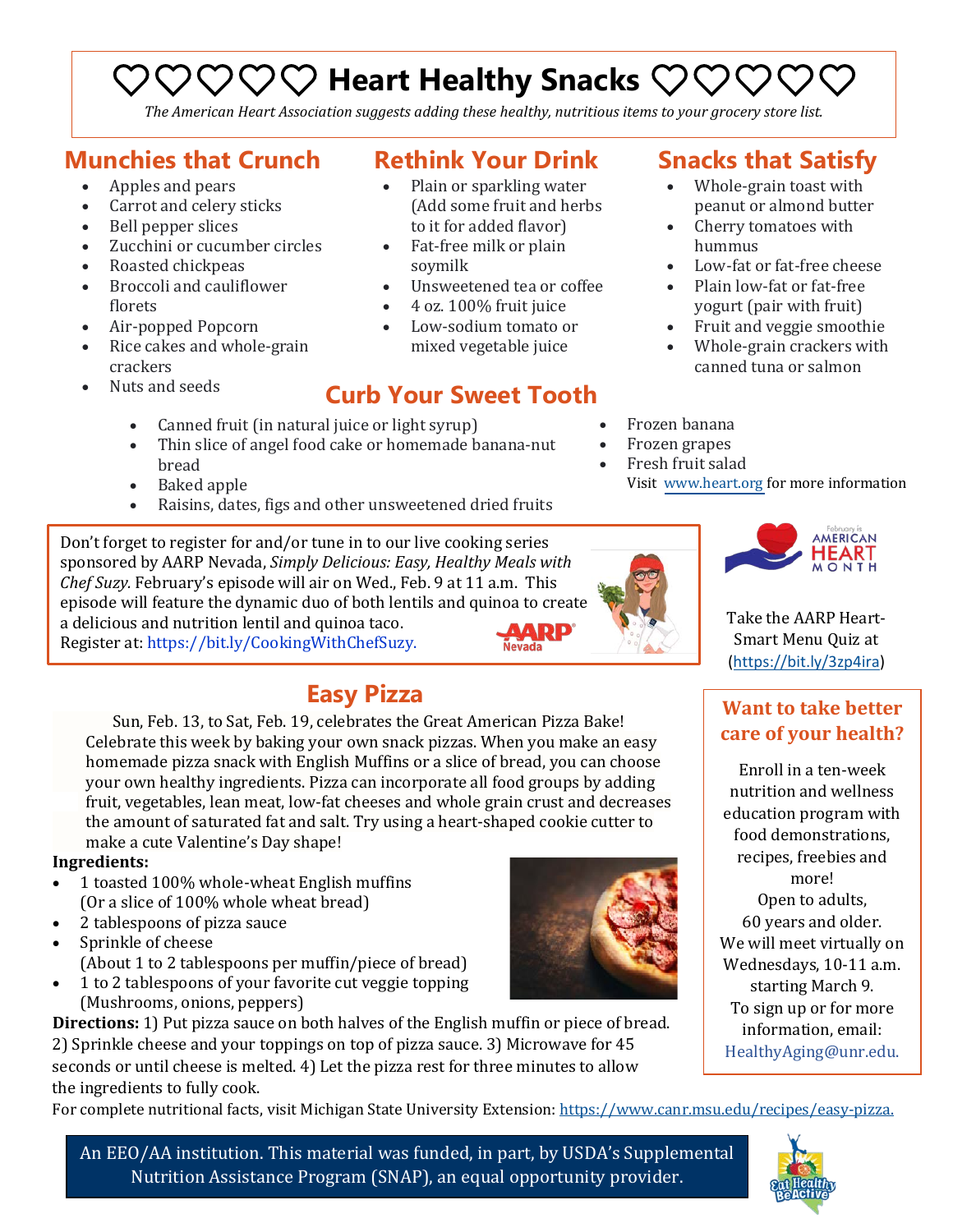# ♡♡♡♡♡ Heart Healthy Snacks ♡♡♡♡♡

*The American Heart Association suggests adding these healthy, nutritious items to your grocery store list.*

## Munchies that Crunch

- Apples and pears
- Carrot and celery sticks
- Bell pepper slices
- Zucchini or cucumber circles
- Roasted chickpeas
- Broccoli and cauliflower florets
- Air-popped Popcorn
- Rice cakes and whole-grain crackers
- Nuts and seeds

## Rethink Your Drink

- Plain or sparkling water (Add some fruit and herbs to it for added flavor)
- Fat-free milk or plain soymilk
- Unsweetened tea or coffee
- 4 oz. 100% fruit juice
- Low-sodium tomato or mixed vegetable juice

## Snacks that Satisfy

- Whole-grain toast with peanut or almond butter
- Cherry tomatoes with hummus
- Low-fat or fat-free cheese
- Plain low-fat or fat-free yogurt (pair with fruit)
- Fruit and veggie smoothie
- Whole-grain crackers with canned tuna or salmon

## Curb Your Sweet Tooth

- Canned fruit (in natural juice or light syrup)
- Thin slice of angel food cake or homemade banana-nut bread
- Baked apple
- Raisins, dates, figs and other unsweetened dried fruits
- Frozen banana
- Frozen grapes
- Fresh fruit salad

Visit www.heart.org for more information

Don't forget to register for and/or tune in to our live cooking series sponsored by AARP Nevada, *Simply Delicious: Easy, Healthy Meals with Chef Suzy.* February's episode will air on Wed., Feb. 9 at 11 a.m. This episode will feature the dynamic duo of both lentils and quinoa to create a delicious and nutrition lentil and quinoa taco.
Register at: https://bit.ly/CookingWithChefSuzy.

February is AMERICAN HEART MONTH

Take the AARP Heart-Smart Menu Quiz at (https://bit.ly/3zp4ira)

## Easy Pizza

Sun, Feb. 13, to Sat, Feb. 19, celebrates the Great American Pizza Bake! Celebrate this week by baking your own snack pizzas. When you make an easy homemade pizza snack with English Muffins or a slice of bread, you can choose your own healthy ingredients. Pizza can incorporate all food groups by adding fruit, vegetables, lean meat, low-fat cheeses and whole grain crust and decreases the amount of saturated fat and salt. Try using a heart-shaped cookie cutter to make a cute Valentine's Day shape!

**Ingredients:**

- 1 toasted 100% whole-wheat English muffins (Or a slice of 100% whole wheat bread)
- 2 tablespoons of pizza sauce
- Sprinkle of cheese (About 1 to 2 tablespoons per muffin/piece of bread)
- 1 to 2 tablespoons of your favorite cut veggie topping (Mushrooms, onions, peppers)

**Directions:** 1) Put pizza sauce on both halves of the English muffin or piece of bread. 2) Sprinkle cheese and your toppings on top of pizza sauce. 3) Microwave for 45 seconds or until cheese is melted. 4) Let the pizza rest for three minutes to allow the ingredients to fully cook.

For complete nutritional facts, visit Michigan State University Extension: https://www.canr.msu.edu/recipes/easy-pizza.

### Want to take better care of your health?

Enroll in a ten-week nutrition and wellness education program with food demonstrations, recipes, freebies and more!
Open to adults, 60 years and older.
We will meet virtually on Wednesdays, 10-11 a.m. starting March 9.
To sign up or for more information, email: HealthyAging@unr.edu.

An EEO/AA institution. This material was funded, in part, by USDA's Supplemental Nutrition Assistance Program (SNAP), an equal opportunity provider.